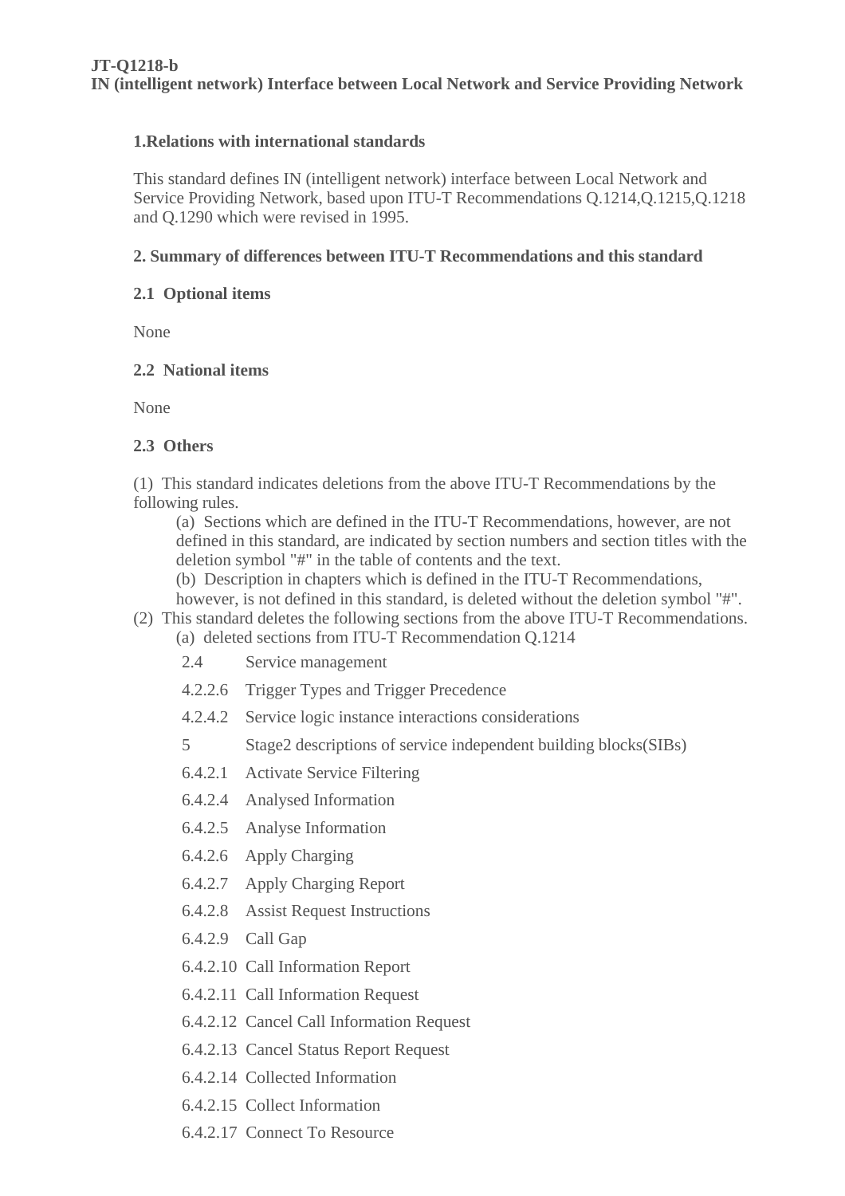**JT-Q1218-b**
**IN (intelligent network) Interface between Local Network and Service Providing Network**

## 1.Relations with international standards

This standard defines IN (intelligent network) interface between Local Network and Service Providing Network, based upon ITU-T Recommendations Q.1214,Q.1215,Q.1218 and Q.1290 which were revised in 1995.

## 2. Summary of differences between ITU-T Recommendations and this standard

### 2.1 Optional items

None

### 2.2 National items

None

### 2.3 Others

(1) This standard indicates deletions from the above ITU-T Recommendations by the following rules.

- (a) Sections which are defined in the ITU-T Recommendations, however, are not defined in this standard, are indicated by section numbers and section titles with the deletion symbol "#" in the table of contents and the text.
- (b) Description in chapters which is defined in the ITU-T Recommendations, however, is not defined in this standard, is deleted without the deletion symbol "#".

(2) This standard deletes the following sections from the above ITU-T Recommendations.

- (a) deleted sections from ITU-T Recommendation Q.1214

  - 2.4 Service management
  - 4.2.2.6 Trigger Types and Trigger Precedence
  - 4.2.4.2 Service logic instance interactions considerations
  - 5 Stage2 descriptions of service independent building blocks(SIBs)
  - 6.4.2.1 Activate Service Filtering
  - 6.4.2.4 Analysed Information
  - 6.4.2.5 Analyse Information
  - 6.4.2.6 Apply Charging
  - 6.4.2.7 Apply Charging Report
  - 6.4.2.8 Assist Request Instructions
  - 6.4.2.9 Call Gap
  - 6.4.2.10 Call Information Report
  - 6.4.2.11 Call Information Request
  - 6.4.2.12 Cancel Call Information Request
  - 6.4.2.13 Cancel Status Report Request
  - 6.4.2.14 Collected Information
  - 6.4.2.15 Collect Information
  - 6.4.2.17 Connect To Resource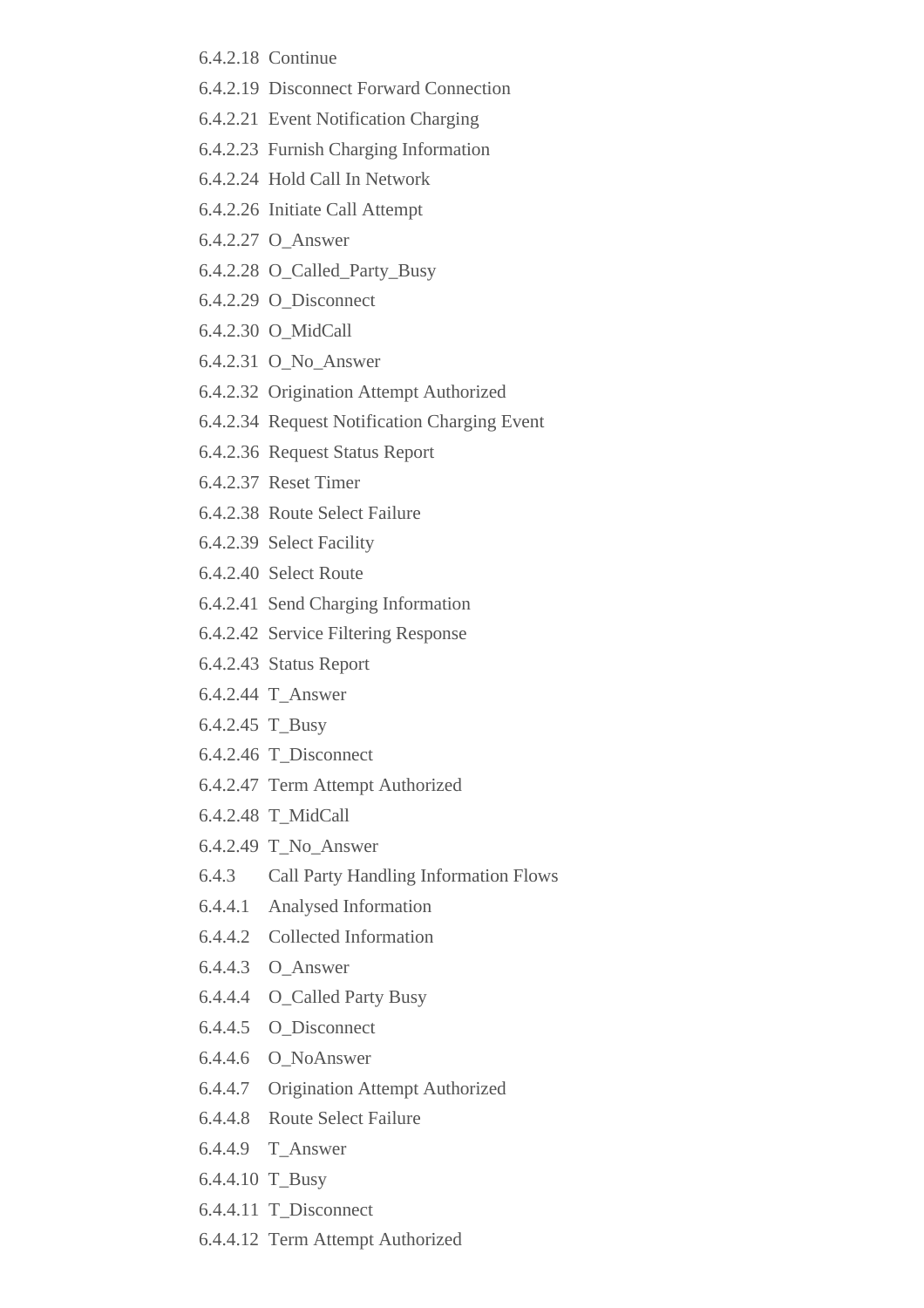6.4.2.18 Continue

6.4.2.19 Disconnect Forward Connection

6.4.2.21 Event Notification Charging

6.4.2.23 Furnish Charging Information

6.4.2.24 Hold Call In Network

6.4.2.26 Initiate Call Attempt

6.4.2.27 O_Answer

6.4.2.28 O_Called_Party_Busy

6.4.2.29 O_Disconnect

6.4.2.30 O_MidCall

6.4.2.31 O_No_Answer

6.4.2.32 Origination Attempt Authorized

6.4.2.34 Request Notification Charging Event

6.4.2.36 Request Status Report

6.4.2.37 Reset Timer

6.4.2.38 Route Select Failure

6.4.2.39 Select Facility

6.4.2.40 Select Route

6.4.2.41 Send Charging Information

6.4.2.42 Service Filtering Response

6.4.2.43 Status Report

6.4.2.44 T_Answer

6.4.2.45 T_Busy

6.4.2.46 T_Disconnect

6.4.2.47 Term Attempt Authorized

6.4.2.48 T_MidCall

6.4.2.49 T_No_Answer

6.4.3 Call Party Handling Information Flows

6.4.4.1 Analysed Information

6.4.4.2 Collected Information

6.4.4.3 O_Answer

6.4.4.4 O_Called Party Busy

6.4.4.5 O_Disconnect

6.4.4.6 O_NoAnswer

6.4.4.7 Origination Attempt Authorized

6.4.4.8 Route Select Failure

6.4.4.9 T_Answer

6.4.4.10 T_Busy

6.4.4.11 T_Disconnect

6.4.4.12 Term Attempt Authorized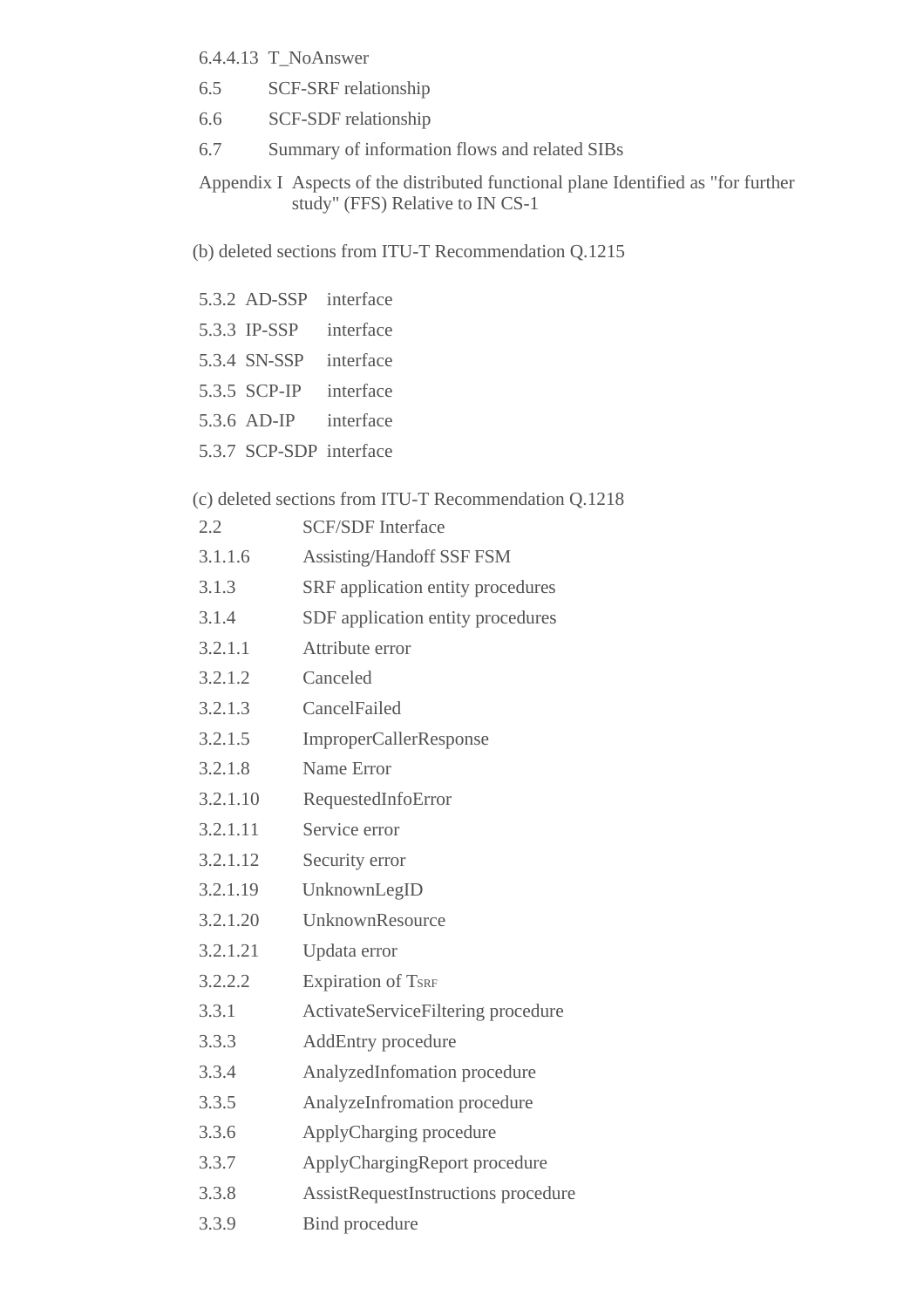6.4.4.13 T_NoAnswer

6.5 SCF-SRF relationship

6.6 SCF-SDF relationship

6.7 Summary of information flows and related SIBs

Appendix I Aspects of the distributed functional plane Identified as "for further study" (FFS) Relative to IN CS-1

(b) deleted sections from ITU-T Recommendation Q.1215

5.3.2 AD-SSP interface

5.3.3 IP-SSP interface

5.3.4 SN-SSP interface

5.3.5 SCP-IP interface

5.3.6 AD-IP interface

5.3.7 SCP-SDP interface

(c) deleted sections from ITU-T Recommendation Q.1218

2.2 SCF/SDF Interface

3.1.1.6 Assisting/Handoff SSF FSM

3.1.3 SRF application entity procedures

3.1.4 SDF application entity procedures

3.2.1.1 Attribute error

3.2.1.2 Canceled

3.2.1.3 CancelFailed

3.2.1.5 ImproperCallerResponse

3.2.1.8 Name Error

3.2.1.10 RequestedInfoError

3.2.1.11 Service error

3.2.1.12 Security error

3.2.1.19 UnknownLegID

3.2.1.20 UnknownResource

3.2.1.21 Updata error

3.2.2.2 Expiration of $T_{SRF}$

3.3.1 ActivateServiceFiltering procedure

3.3.3 AddEntry procedure

3.3.4 AnalyzedInfomation procedure

3.3.5 AnalyzeInfromation procedure

3.3.6 ApplyCharging procedure

3.3.7 ApplyChargingReport procedure

3.3.8 AssistRequestInstructions procedure

3.3.9 Bind procedure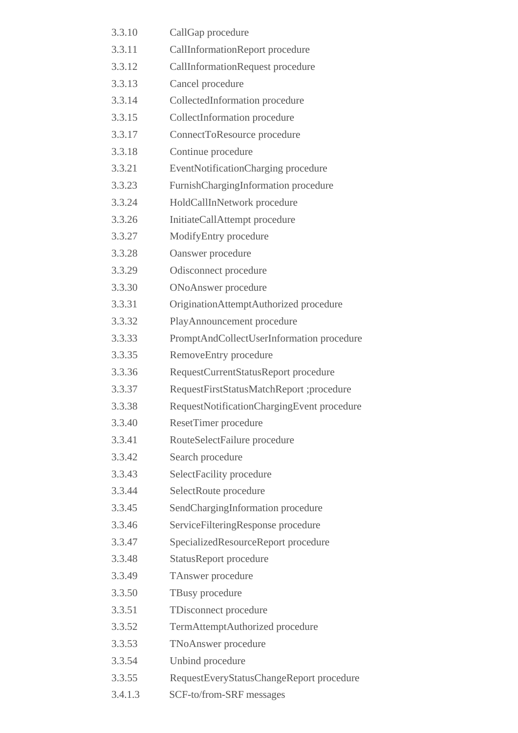3.3.10 CallGap procedure

3.3.11 CallInformationReport procedure

3.3.12 CallInformationRequest procedure

3.3.13 Cancel procedure

3.3.14 CollectedInformation procedure

3.3.15 CollectInformation procedure

3.3.17 ConnectToResource procedure

3.3.18 Continue procedure

3.3.21 EventNotificationCharging procedure

3.3.23 FurnishChargingInformation procedure

3.3.24 HoldCallInNetwork procedure

3.3.26 InitiateCallAttempt procedure

3.3.27 ModifyEntry procedure

3.3.28 Oanswer procedure

3.3.29 Odisconnect procedure

3.3.30 ONoAnswer procedure

3.3.31 OriginationAttemptAuthorized procedure

3.3.32 PlayAnnouncement procedure

3.3.33 PromptAndCollectUserInformation procedure

3.3.35 RemoveEntry procedure

3.3.36 RequestCurrentStatusReport procedure

3.3.37 RequestFirstStatusMatchReport ;procedure

3.3.38 RequestNotificationChargingEvent procedure

3.3.40 ResetTimer procedure

3.3.41 RouteSelectFailure procedure

3.3.42 Search procedure

3.3.43 SelectFacility procedure

3.3.44 SelectRoute procedure

3.3.45 SendChargingInformation procedure

3.3.46 ServiceFilteringResponse procedure

3.3.47 SpecializedResourceReport procedure

3.3.48 StatusReport procedure

3.3.49 TAnswer procedure

3.3.50 TBusy procedure

3.3.51 TDisconnect procedure

3.3.52 TermAttemptAuthorized procedure

3.3.53 TNoAnswer procedure

3.3.54 Unbind procedure

3.3.55 RequestEveryStatusChangeReport procedure

3.4.1.3 SCF-to/from-SRF messages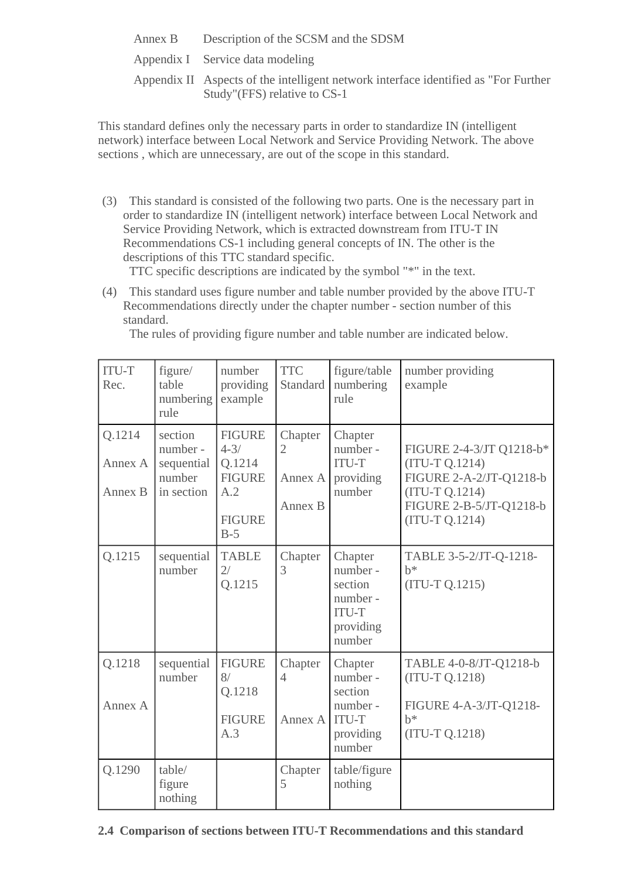| | |
|---|---|
| Annex B | Description of the SCSM and the SDSM |
| Appendix I | Service data modeling |
| Appendix II | Aspects of the intelligent network interface identified as "For Further Study"(FFS) relative to CS-1 |

This standard defines only the necessary parts in order to standardize IN (intelligent network) interface between Local Network and Service Providing Network. The above sections , which are unnecessary, are out of the scope in this standard.

(3) This standard is consisted of the following two parts. One is the necessary part in order to standardize IN (intelligent network) interface between Local Network and Service Providing Network, which is extracted downstream from ITU-T IN Recommendations CS-1 including general concepts of IN. The other is the descriptions of this TTC standard specific.
TTC specific descriptions are indicated by the symbol "*" in the text.

(4) This standard uses figure number and table number provided by the above ITU-T Recommendations directly under the chapter number - section number of this standard.
The rules of providing figure number and table number are indicated below.

| ITU-T Rec. | figure/ table numbering rule | number providing example | TTC Standard | figure/table numbering rule | number providing example |
|---|---|---|---|---|---|
| Q.1214<br>Annex A<br>Annex B | section number - sequential number in section | FIGURE 4-3/ Q.1214<br>FIGURE A.2<br>FIGURE B-5 | Chapter 2<br>Annex A<br>Annex B | Chapter number - ITU-T providing number | FIGURE 2-4-3/JT Q1218-b* (ITU-T Q.1214)<br>FIGURE 2-A-2/JT-Q1218-b (ITU-T Q.1214)<br>FIGURE 2-B-5/JT-Q1218-b (ITU-T Q.1214) |
| Q.1215 | sequential number | TABLE 2/ Q.1215 | Chapter 3 | Chapter number - section number - ITU-T providing number | TABLE 3-5-2/JT-Q-1218-b* (ITU-T Q.1215) |
| Q.1218<br>Annex A | sequential number | FIGURE 8/ Q.1218<br>FIGURE A.3 | Chapter 4<br>Annex A | Chapter number - section number - ITU-T providing number | TABLE 4-0-8/JT-Q1218-b (ITU-T Q.1218)<br>FIGURE 4-A-3/JT-Q1218-b* (ITU-T Q.1218) |
| Q.1290 | table/ figure nothing | | Chapter 5 | table/figure nothing | |

**2.4 Comparison of sections between ITU-T Recommendations and this standard**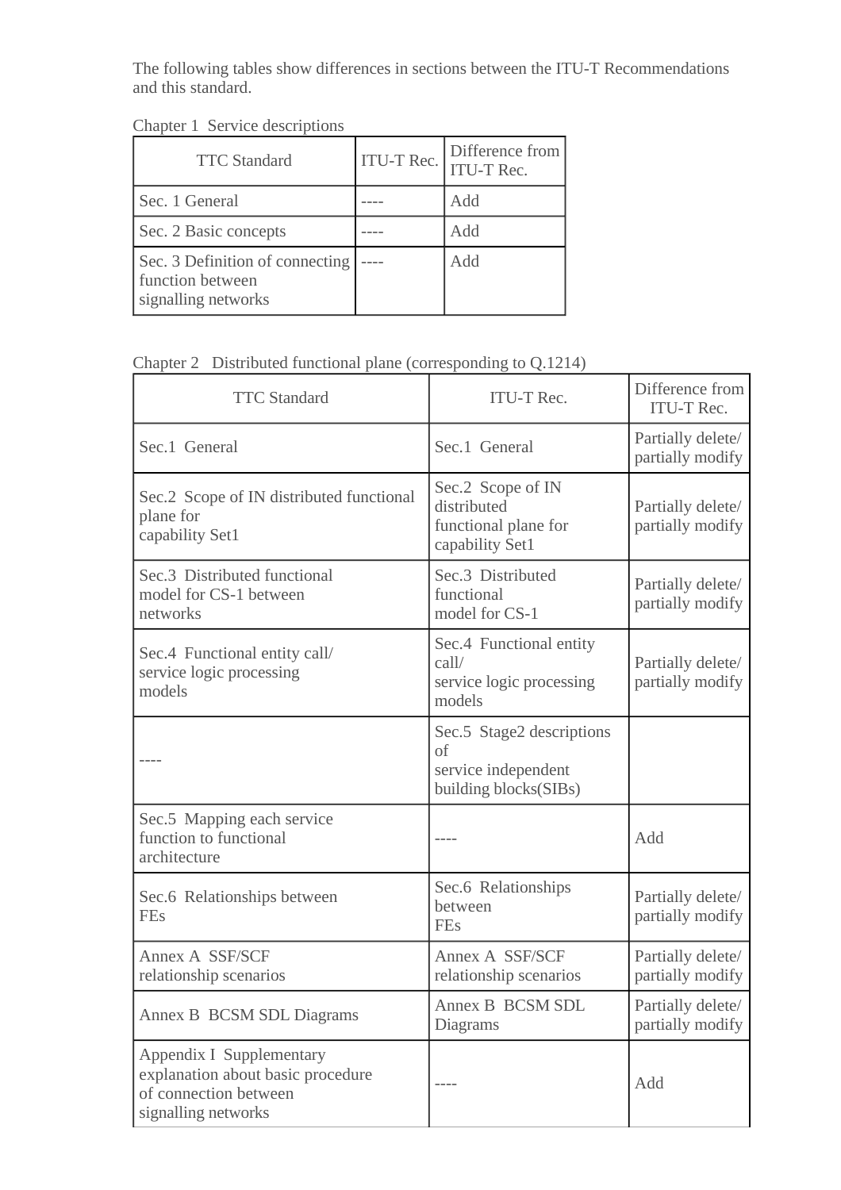The following tables show differences in sections between the ITU-T Recommendations and this standard.

Chapter 1 Service descriptions

| TTC Standard | ITU-T Rec. | Difference from ITU-T Rec. |
| --- | --- | --- |
| Sec. 1 General | ---- | Add |
| Sec. 2 Basic concepts | ---- | Add |
| Sec. 3 Definition of connecting function between signalling networks | ---- | Add |

Chapter 2 Distributed functional plane (corresponding to Q.1214)

| TTC Standard | ITU-T Rec. | Difference from ITU-T Rec. |
| --- | --- | --- |
| Sec.1 General | Sec.1 General | Partially delete/ partially modify |
| Sec.2 Scope of IN distributed functional plane for capability Set1 | Sec.2 Scope of IN distributed functional plane for capability Set1 | Partially delete/ partially modify |
| Sec.3 Distributed functional model for CS-1 between networks | Sec.3 Distributed functional model for CS-1 | Partially delete/ partially modify |
| Sec.4 Functional entity call/ service logic processing models | Sec.4 Functional entity call/ service logic processing models | Partially delete/ partially modify |
| ---- | Sec.5 Stage2 descriptions of service independent building blocks(SIBs) | |
| Sec.5 Mapping each service function to functional architecture | ---- | Add |
| Sec.6 Relationships between FEs | Sec.6 Relationships between FEs | Partially delete/ partially modify |
| Annex A SSF/SCF relationship scenarios | Annex A SSF/SCF relationship scenarios | Partially delete/ partially modify |
| Annex B BCSM SDL Diagrams | Annex B BCSM SDL Diagrams | Partially delete/ partially modify |
| Appendix I Supplementary explanation about basic procedure of connection between signalling networks | ---- | Add |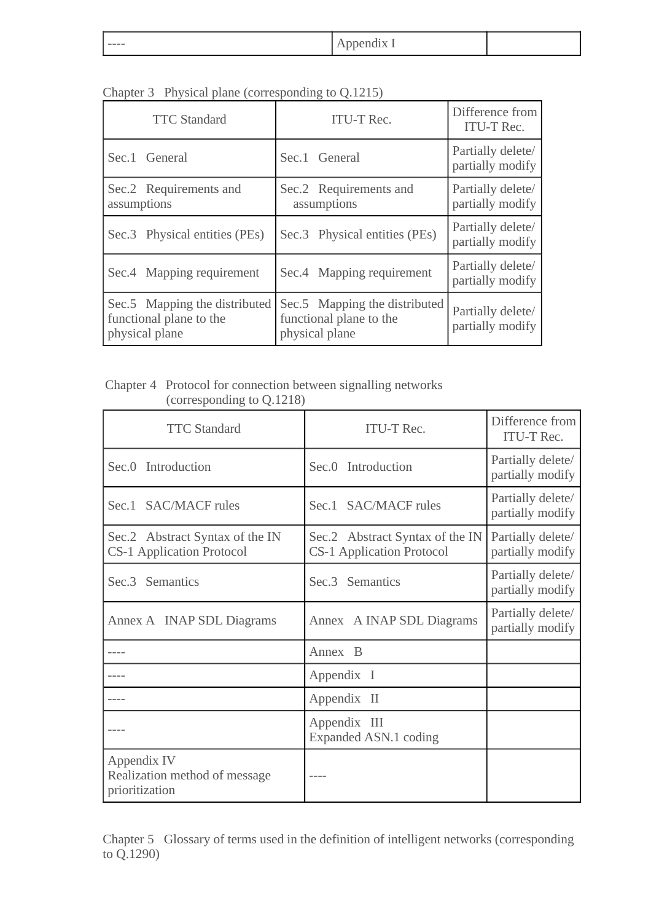| ---- | Appendix I | |
|---|---|---|

Chapter 3 Physical plane (corresponding to Q.1215)

| TTC Standard | ITU-T Rec. | Difference from ITU-T Rec. |
|---|---|---|
| Sec.1 General | Sec.1 General | Partially delete/ partially modify |
| Sec.2 Requirements and assumptions | Sec.2 Requirements and assumptions | Partially delete/ partially modify |
| Sec.3 Physical entities (PEs) | Sec.3 Physical entities (PEs) | Partially delete/ partially modify |
| Sec.4 Mapping requirement | Sec.4 Mapping requirement | Partially delete/ partially modify |
| Sec.5 Mapping the distributed functional plane to the physical plane | Sec.5 Mapping the distributed functional plane to the physical plane | Partially delete/ partially modify |

Chapter 4 Protocol for connection between signalling networks (corresponding to Q.1218)

| TTC Standard | ITU-T Rec. | Difference from ITU-T Rec. |
|---|---|---|
| Sec.0 Introduction | Sec.0 Introduction | Partially delete/ partially modify |
| Sec.1 SAC/MACF rules | Sec.1 SAC/MACF rules | Partially delete/ partially modify |
| Sec.2 Abstract Syntax of the IN CS-1 Application Protocol | Sec.2 Abstract Syntax of the IN CS-1 Application Protocol | Partially delete/ partially modify |
| Sec.3 Semantics | Sec.3 Semantics | Partially delete/ partially modify |
| Annex A INAP SDL Diagrams | Annex A INAP SDL Diagrams | Partially delete/ partially modify |
| ---- | Annex B | |
| ---- | Appendix I | |
| ---- | Appendix II | |
| ---- | Appendix III Expanded ASN.1 coding | |
| Appendix IV Realization method of message prioritization | ---- | |

Chapter 5 Glossary of terms used in the definition of intelligent networks (corresponding to Q.1290)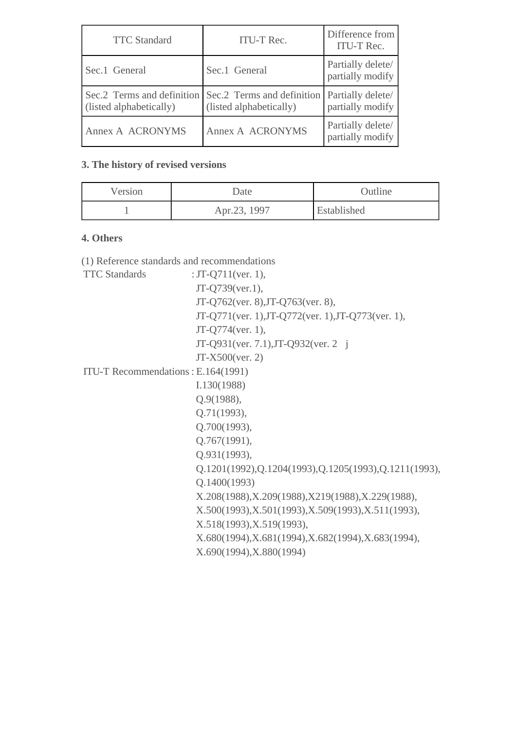| TTC Standard | ITU-T Rec. | Difference from ITU-T Rec. |
|---|---|---|
| Sec.1 General | Sec.1 General | Partially delete/ partially modify |
| Sec.2 Terms and definition (listed alphabetically) | Sec.2 Terms and definition (listed alphabetically) | Partially delete/ partially modify |
| Annex A ACRONYMS | Annex A ACRONYMS | Partially delete/ partially modify |

**3. The history of revised versions**

| Version | Date | Outline |
|---|---|---|
| 1 | Apr.23, 1997 | Established |

**4. Others**

(1) Reference standards and recommendations

TTC Standards : JT-Q711(ver. 1),
JT-Q739(ver.1),
JT-Q762(ver. 8),JT-Q763(ver. 8),
JT-Q771(ver. 1),JT-Q772(ver. 1),JT-Q773(ver. 1),
JT-Q774(ver. 1),
JT-Q931(ver. 7.1),JT-Q932(ver. 2 j
JT-X500(ver. 2)

ITU-T Recommendations : E.164(1991)
I.130(1988)
Q.9(1988),
Q.71(1993),
Q.700(1993),
Q.767(1991),
Q.931(1993),
Q.1201(1992),Q.1204(1993),Q.1205(1993),Q.1211(1993),
Q.1400(1993)
X.208(1988),X.209(1988),X219(1988),X.229(1988),
X.500(1993),X.501(1993),X.509(1993),X.511(1993),
X.518(1993),X.519(1993),
X.680(1994),X.681(1994),X.682(1994),X.683(1994),
X.690(1994),X.880(1994)